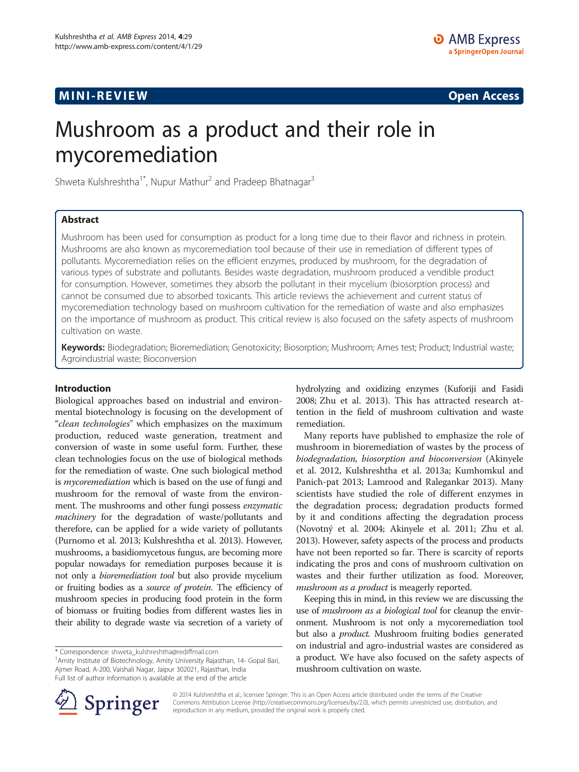MINI-REVIEW Open Access

# Mushroom as a product and their role in mycoremediation

Shweta Kulshreshtha[1*], Nupur Mathur[2] and Pradeep Bhatnagar[3]

## Abstract

Mushroom has been used for consumption as product for a long time due to their flavor and richness in protein. Mushrooms are also known as mycoremediation tool because of their use in remediation of different types of pollutants. Mycoremediation relies on the efficient enzymes, produced by mushroom, for the degradation of various types of substrate and pollutants. Besides waste degradation, mushroom produced a vendible product for consumption. However, sometimes they absorb the pollutant in their mycelium (biosorption process) and cannot be consumed due to absorbed toxicants. This article reviews the achievement and current status of mycoremediation technology based on mushroom cultivation for the remediation of waste and also emphasizes on the importance of mushroom as product. This critical review is also focused on the safety aspects of mushroom cultivation on waste.

**Keywords:** Biodegradation; Bioremediation; Genotoxicity; Biosorption; Mushroom; Ames test; Product; Industrial waste; Agroindustrial waste; Bioconversion

## Introduction

Biological approaches based on industrial and environmental biotechnology is focusing on the development of "*clean technologies*" which emphasizes on the maximum production, reduced waste generation, treatment and conversion of waste in some useful form. Further, these clean technologies focus on the use of biological methods for the remediation of waste. One such biological method is *mycoremediation* which is based on the use of fungi and mushroom for the removal of waste from the environment. The mushrooms and other fungi possess *enzymatic machinery* for the degradation of waste/pollutants and therefore, can be applied for a wide variety of pollutants (Purnomo et al. 2013; Kulshreshtha et al. 2013). However, mushrooms, a basidiomycetous fungus, are becoming more popular nowadays for remediation purposes because it is not only a *bioremediation tool* but also provide mycelium or fruiting bodies as a *source of protein*. The efficiency of mushroom species in producing food protein in the form of biomass or fruiting bodies from different wastes lies in their ability to degrade waste via secretion of a variety of hydrolyzing and oxidizing enzymes (Kuforiji and Fasidi 2008; Zhu et al. 2013). This has attracted research attention in the field of mushroom cultivation and waste remediation.

Many reports have published to emphasize the role of mushroom in bioremediation of wastes by the process of *biodegradation, biosorption and bioconversion* (Akinyele et al. 2012, Kulshreshtha et al. 2013a; Kumhomkul and Panich-pat 2013; Lamrood and Ralegankar 2013). Many scientists have studied the role of different enzymes in the degradation process; degradation products formed by it and conditions affecting the degradation process (Novotný et al. 2004; Akinyele et al. 2011; Zhu et al. 2013). However, safety aspects of the process and products have not been reported so far. There is scarcity of reports indicating the pros and cons of mushroom cultivation on wastes and their further utilization as food. Moreover, *mushroom as a product* is meagerly reported.

Keeping this in mind, in this review we are discussing the use of *mushroom as a biological tool* for cleanup the environment. Mushroom is not only a mycoremediation tool but also a *product*. Mushroom fruiting bodies generated on industrial and agro-industrial wastes are considered as a product. We have also focused on the safety aspects of mushroom cultivation on waste.

\* Correspondence: shweta_kulshreshtha@rediffmail.com
[1]Amity Institute of Biotechnology, Amity University Rajasthan, 14- Gopal Bari, Ajmer Road, A-200, Vaishali Nagar, Jaipur 302021, Rajasthan, India
Full list of author information is available at the end of the article

© 2014 Kulshreshtha et al.; licensee Springer. This is an Open Access article distributed under the terms of the Creative Commons Attribution License (http://creativecommons.org/licenses/by/2.0), which permits unrestricted use, distribution, and reproduction in any medium, provided the original work is properly cited.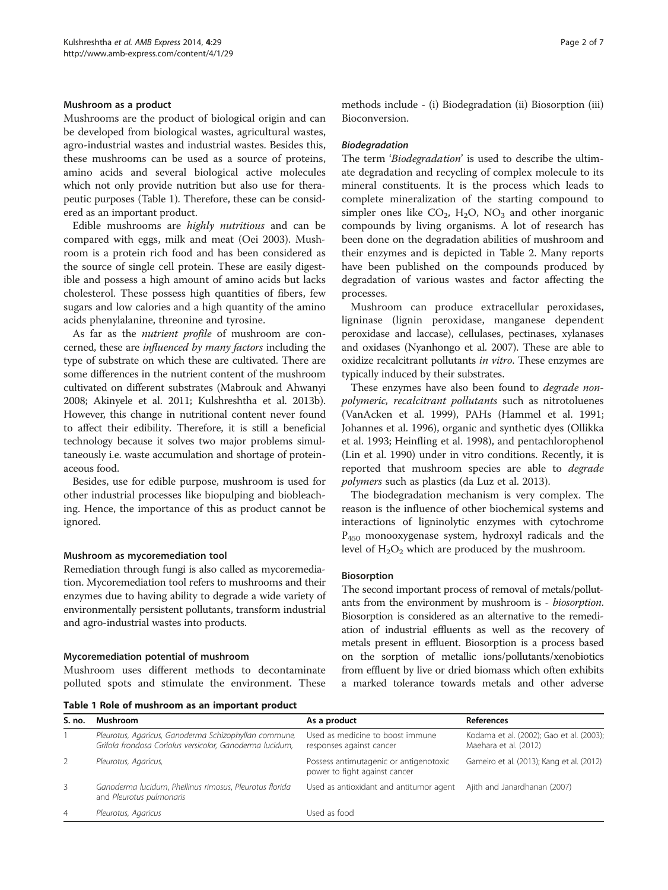### Mushroom as a product

Mushrooms are the product of biological origin and can be developed from biological wastes, agricultural wastes, agro-industrial wastes and industrial wastes. Besides this, these mushrooms can be used as a source of proteins, amino acids and several biological active molecules which not only provide nutrition but also use for therapeutic purposes (Table 1). Therefore, these can be considered as an important product.

Edible mushrooms are *highly nutritious* and can be compared with eggs, milk and meat (Oei 2003). Mushroom is a protein rich food and has been considered as the source of single cell protein. These are easily digestible and possess a high amount of amino acids but lacks cholesterol. These possess high quantities of fibers, few sugars and low calories and a high quantity of the amino acids phenylalanine, threonine and tyrosine.

As far as the *nutrient profile* of mushroom are concerned, these are *influenced by many factors* including the type of substrate on which these are cultivated. There are some differences in the nutrient content of the mushroom cultivated on different substrates (Mabrouk and Ahwanyi 2008; Akinyele et al. 2011; Kulshreshtha et al. 2013b). However, this change in nutritional content never found to affect their edibility. Therefore, it is still a beneficial technology because it solves two major problems simultaneously i.e. waste accumulation and shortage of proteinaceous food.

Besides, use for edible purpose, mushroom is used for other industrial processes like biopulping and biobleaching. Hence, the importance of this as product cannot be ignored.

### Mushroom as mycoremediation tool

Remediation through fungi is also called as mycoremediation. Mycoremediation tool refers to mushrooms and their enzymes due to having ability to degrade a wide variety of environmentally persistent pollutants, transform industrial and agro-industrial wastes into products.

### Mycoremediation potential of mushroom

Mushroom uses different methods to decontaminate polluted spots and stimulate the environment. These methods include - (i) Biodegradation (ii) Biosorption (iii) Bioconversion.

#### *Biodegradation*

The term '*Biodegradation*' is used to describe the ultimate degradation and recycling of complex molecule to its mineral constituents. It is the process which leads to complete mineralization of the starting compound to simpler ones like $CO_2$, $H_2O$, $NO_3$ and other inorganic compounds by living organisms. A lot of research has been done on the degradation abilities of mushroom and their enzymes and is depicted in Table 2. Many reports have been published on the compounds produced by degradation of various wastes and factor affecting the processes.

Mushroom can produce extracellular peroxidases, ligninase (lignin peroxidase, manganese dependent peroxidase and laccase), cellulases, pectinases, xylanases and oxidases (Nyanhongo et al. 2007). These are able to oxidize recalcitrant pollutants *in vitro*. These enzymes are typically induced by their substrates.

These enzymes have also been found to *degrade non-polymeric, recalcitrant pollutants* such as nitrotoluenes (VanAcken et al. 1999), PAHs (Hammel et al. 1991; Johannes et al. 1996), organic and synthetic dyes (Ollikka et al. 1993; Heinfling et al. 1998), and pentachlorophenol (Lin et al. 1990) under in vitro conditions. Recently, it is reported that mushroom species are able to *degrade polymers* such as plastics (da Luz et al. 2013).

The biodegradation mechanism is very complex. The reason is the influence of other biochemical systems and interactions of ligninolytic enzymes with cytochrome $P_{450}$ monooxygenase system, hydroxyl radicals and the level of $H_2O_2$ which are produced by the mushroom.

#### Biosorption

The second important process of removal of metals/pollutants from the environment by mushroom is - *biosorption*. Biosorption is considered as an alternative to the remediation of industrial effluents as well as the recovery of metals present in effluent. Biosorption is a process based on the sorption of metallic ions/pollutants/xenobiotics from effluent by live or dried biomass which often exhibits a marked tolerance towards metals and other adverse

**Table 1 Role of mushroom as an important product**

| S. no. | Mushroom | As a product | References |
|---|---|---|---|
| 1 | *Pleurotus, Agaricus, Ganoderma Schizophyllan commune, Grifola frondosa Coriolus versicolor, Ganoderma lucidum,* | Used as medicine to boost immune responses against cancer | Kodama et al. (2002); Gao et al. (2003); Maehara et al. (2012) |
| 2 | *Pleurotus, Agaricus,* | Possess antimutagenic or antigenotoxic power to fight against cancer | Gameiro et al. (2013); Kang et al. (2012) |
| 3 | *Ganoderma lucidum, Phellinus rimosus, Pleurotus florida* and *Pleurotus pulmonaris* | Used as antioxidant and antitumor agent | Ajith and Janardhanan (2007) |
| 4 | *Pleurotus, Agaricus* | Used as food | |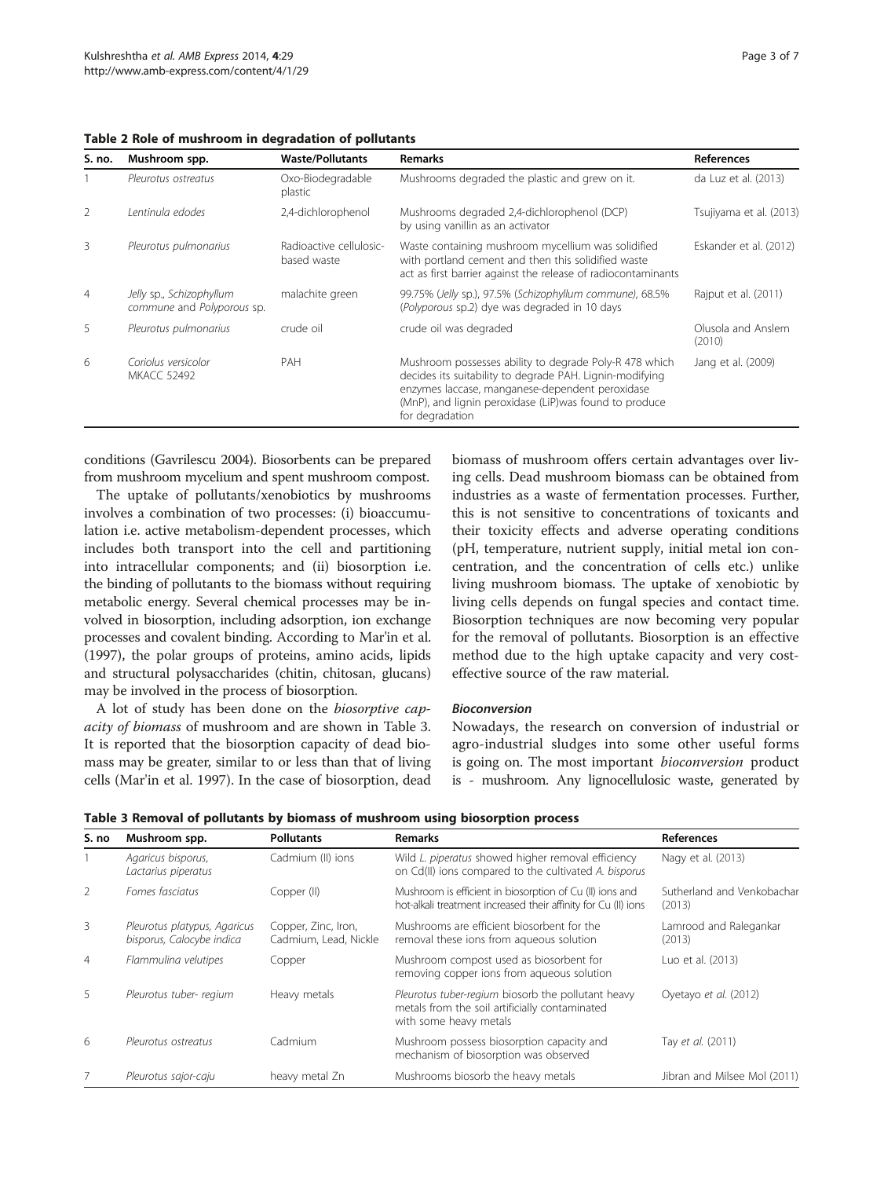**Table 2 Role of mushroom in degradation of pollutants**

| S. no. | Mushroom spp. | Waste/Pollutants | Remarks | References |
|---|---|---|---|---|
| 1 | *Pleurotus ostreatus* | Oxo-Biodegradable plastic | Mushrooms degraded the plastic and grew on it. | da Luz et al. (2013) |
| 2 | *Lentinula edodes* | 2,4-dichlorophenol | Mushrooms degraded 2,4-dichlorophenol (DCP) by using vanillin as an activator | Tsujiyama et al. (2013) |
| 3 | *Pleurotus pulmonarius* | Radioactive cellulosic-based waste | Waste containing mushroom mycellium was solidified with portland cement and then this solidified waste act as first barrier against the release of radiocontaminants | Eskander et al. (2012) |
| 4 | *Jelly* sp., *Schizophyllum commune* and *Polyporous* sp. | malachite green | 99.75% (*Jelly* sp.), 97.5% (*Schizophyllum commune*), 68.5% (*Polyporous* sp.2) dye was degraded in 10 days | Rajput et al. (2011) |
| 5 | *Pleurotus pulmonarius* | crude oil | crude oil was degraded | Olusola and Anslem (2010) |
| 6 | *Coriolus versicolor* MKACC 52492 | PAH | Mushroom possesses ability to degrade Poly-R 478 which decides its suitability to degrade PAH. Lignin-modifying enzymes laccase, manganese-dependent peroxidase (MnP), and lignin peroxidase (LiP)was found to produce for degradation | Jang et al. (2009) |

conditions (Gavrilescu 2004). Biosorbents can be prepared from mushroom mycelium and spent mushroom compost.

The uptake of pollutants/xenobiotics by mushrooms involves a combination of two processes: (i) bioaccumulation i.e. active metabolism-dependent processes, which includes both transport into the cell and partitioning into intracellular components; and (ii) biosorption i.e. the binding of pollutants to the biomass without requiring metabolic energy. Several chemical processes may be involved in biosorption, including adsorption, ion exchange processes and covalent binding. According to Mar'in et al. (1997), the polar groups of proteins, amino acids, lipids and structural polysaccharides (chitin, chitosan, glucans) may be involved in the process of biosorption.

A lot of study has been done on the *biosorptive capacity of biomass* of mushroom and are shown in Table 3. It is reported that the biosorption capacity of dead biomass may be greater, similar to or less than that of living cells (Mar'in et al. 1997). In the case of biosorption, dead biomass of mushroom offers certain advantages over living cells. Dead mushroom biomass can be obtained from industries as a waste of fermentation processes. Further, this is not sensitive to concentrations of toxicants and their toxicity effects and adverse operating conditions (pH, temperature, nutrient supply, initial metal ion concentration, and the concentration of cells etc.) unlike living mushroom biomass. The uptake of xenobiotic by living cells depends on fungal species and contact time. Biosorption techniques are now becoming very popular for the removal of pollutants. Biosorption is an effective method due to the high uptake capacity and very cost-effective source of the raw material.

### Bioconversion

Nowadays, the research on conversion of industrial or agro-industrial sludges into some other useful forms is going on. The most important *bioconversion* product is - mushroom. Any lignocellulosic waste, generated by

**Table 3 Removal of pollutants by biomass of mushroom using biosorption process**

| S. no | Mushroom spp. | Pollutants | Remarks | References |
|---|---|---|---|---|
| 1 | *Agaricus bisporus*, *Lactarius piperatus* | Cadmium (II) ions | Wild *L. piperatus* showed higher removal efficiency on Cd(II) ions compared to the cultivated *A. bisporus* | Nagy et al. (2013) |
| 2 | *Fomes fasciatus* | Copper (II) | Mushroom is efficient in biosorption of Cu (II) ions and hot-alkali treatment increased their affinity for Cu (II) ions | Sutherland and Venkobachar (2013) |
| 3 | *Pleurotus platypus*, *Agaricus bisporus*, *Calocybe indica* | Copper, Zinc, Iron, Cadmium, Lead, Nickle | Mushrooms are efficient biosorbent for the removal these ions from aqueous solution | Lamrood and Ralegankar (2013) |
| 4 | *Flammulina velutipes* | Copper | Mushroom compost used as biosorbent for removing copper ions from aqueous solution | Luo et al. (2013) |
| 5 | *Pleurotus tuber- regium* | Heavy metals | *Pleurotus tuber-regium* biosorb the pollutant heavy metals from the soil artificially contaminated with some heavy metals | Oyetayo *et al.* (2012) |
| 6 | *Pleurotus ostreatus* | Cadmium | Mushroom possess biosorption capacity and mechanism of biosorption was observed | Tay *et al.* (2011) |
| 7 | *Pleurotus sajor-caju* | heavy metal Zn | Mushrooms biosorb the heavy metals | Jibran and Milsee Mol (2011) |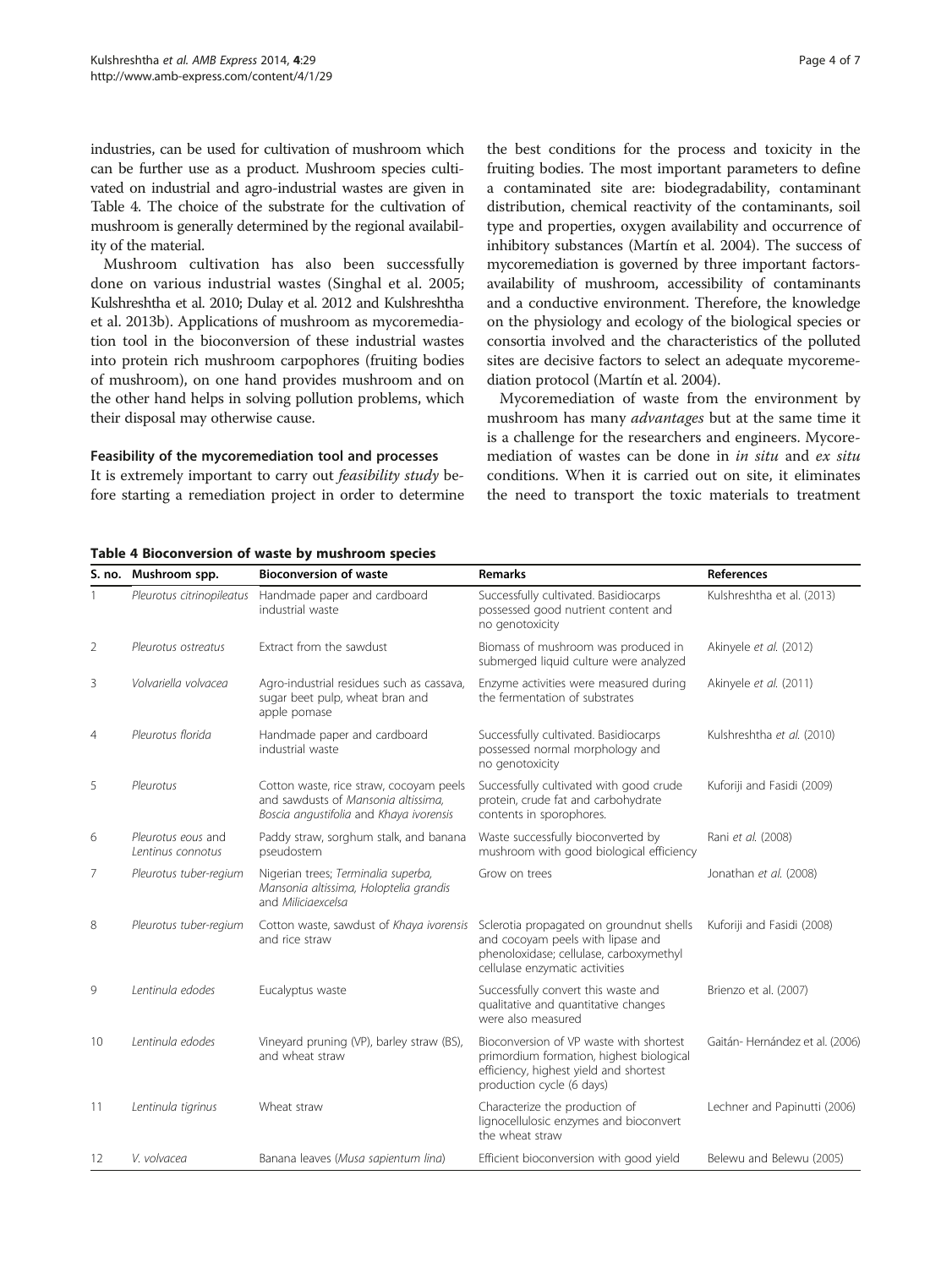industries, can be used for cultivation of mushroom which can be further use as a product. Mushroom species cultivated on industrial and agro-industrial wastes are given in Table 4. The choice of the substrate for the cultivation of mushroom is generally determined by the regional availability of the material.

Mushroom cultivation has also been successfully done on various industrial wastes (Singhal et al. 2005; Kulshreshtha et al. 2010; Dulay et al. 2012 and Kulshreshtha et al. 2013b). Applications of mushroom as mycoremediation tool in the bioconversion of these industrial wastes into protein rich mushroom carpophores (fruiting bodies of mushroom), on one hand provides mushroom and on the other hand helps in solving pollution problems, which their disposal may otherwise cause.

### Feasibility of the mycoremediation tool and processes

It is extremely important to carry out *feasibility study* before starting a remediation project in order to determine the best conditions for the process and toxicity in the fruiting bodies. The most important parameters to define a contaminated site are: biodegradability, contaminant distribution, chemical reactivity of the contaminants, soil type and properties, oxygen availability and occurrence of inhibitory substances (Martín et al. 2004). The success of mycoremediation is governed by three important factors-availability of mushroom, accessibility of contaminants and a conductive environment. Therefore, the knowledge on the physiology and ecology of the biological species or consortia involved and the characteristics of the polluted sites are decisive factors to select an adequate mycoremediation protocol (Martín et al. 2004).

Mycoremediation of waste from the environment by mushroom has many *advantages* but at the same time it is a challenge for the researchers and engineers. Mycoremediation of wastes can be done in *in situ* and *ex situ* conditions. When it is carried out on site, it eliminates the need to transport the toxic materials to treatment

**Table 4 Bioconversion of waste by mushroom species**

| S. no. | Mushroom spp. | Bioconversion of waste | Remarks | References |
|---|---|---|---|---|
| 1 | *Pleurotus citrinopileatus* | Handmade paper and cardboard industrial waste | Successfully cultivated. Basidiocarps possessed good nutrient content and no genotoxicity | Kulshreshtha et al. (2013) |
| 2 | *Pleurotus ostreatus* | Extract from the sawdust | Biomass of mushroom was produced in submerged liquid culture were analyzed | Akinyele *et al.* (2012) |
| 3 | *Volvariella volvacea* | Agro-industrial residues such as cassava, sugar beet pulp, wheat bran and apple pomase | Enzyme activities were measured during the fermentation of substrates | Akinyele *et al.* (2011) |
| 4 | *Pleurotus florida* | Handmade paper and cardboard industrial waste | Successfully cultivated. Basidiocarps possessed normal morphology and no genotoxicity | Kulshreshtha *et al.* (2010) |
| 5 | *Pleurotus* | Cotton waste, rice straw, cocoyam peels and sawdusts of *Mansonia altissima, Boscia angustifolia* and *Khaya ivorensis* | Successfully cultivated with good crude protein, crude fat and carbohydrate contents in sporophores. | Kuforiji and Fasidi (2009) |
| 6 | *Pleurotus eous* and *Lentinus connotus* | Paddy straw, sorghum stalk, and banana pseudostem | Waste successfully bioconverted by mushroom with good biological efficiency | Rani *et al.* (2008) |
| 7 | *Pleurotus tuber-regium* | Nigerian trees; *Terminalia superba, Mansonia altissima, Holoptelia grandis* and *Miliciaexcelsa* | Grow on trees | Jonathan *et al.* (2008) |
| 8 | *Pleurotus tuber-regium* | Cotton waste, sawdust of *Khaya ivorensis* and rice straw | Sclerotia propagated on groundnut shells and cocoyam peels with lipase and phenoloxidase; cellulase, carboxymethyl cellulase enzymatic activities | Kuforiji and Fasidi (2008) |
| 9 | *Lentinula edodes* | Eucalyptus waste | Successfully convert this waste and qualitative and quantitative changes were also measured | Brienzo et al. (2007) |
| 10 | *Lentinula edodes* | Vineyard pruning (VP), barley straw (BS), and wheat straw | Bioconversion of VP waste with shortest primordium formation, highest biological efficiency, highest yield and shortest production cycle (6 days) | Gaitán- Hernández et al. (2006) |
| 11 | *Lentinula tigrinus* | Wheat straw | Characterize the production of lignocellulosic enzymes and bioconvert the wheat straw | Lechner and Papinutti (2006) |
| 12 | *V. volvacea* | Banana leaves (*Musa sapientum lina*) | Efficient bioconversion with good yield | Belewu and Belewu (2005) |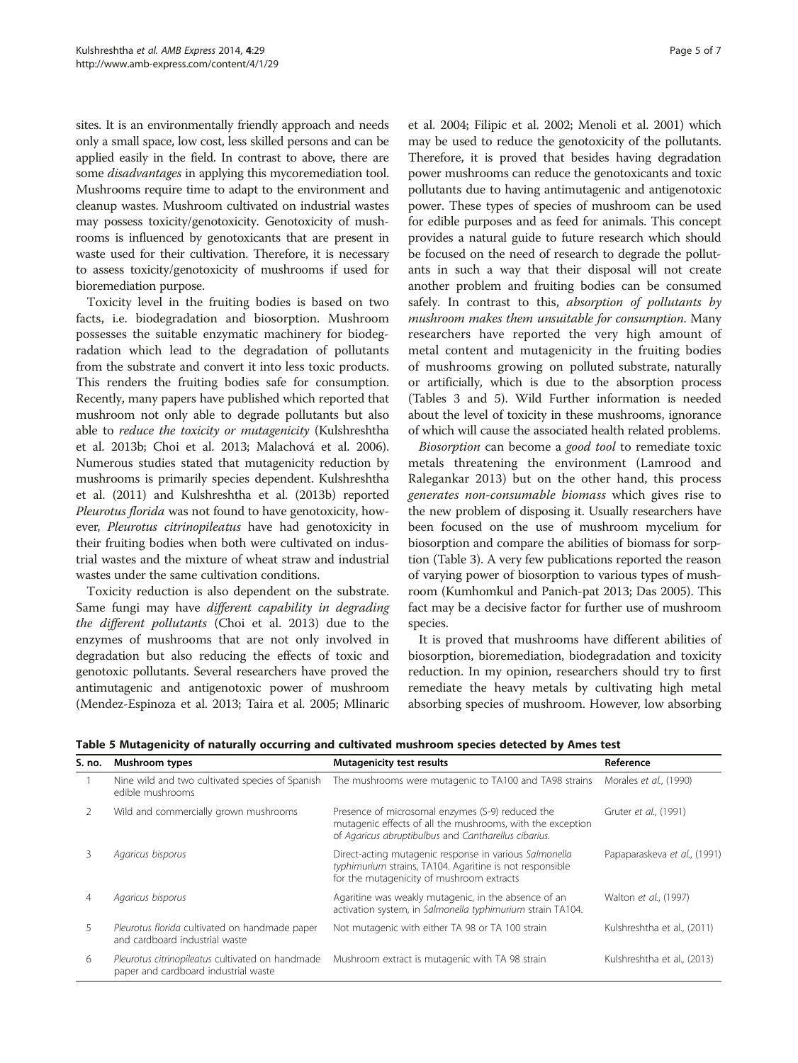sites. It is an environmentally friendly approach and needs only a small space, low cost, less skilled persons and can be applied easily in the field. In contrast to above, there are some *disadvantages* in applying this mycoremediation tool. Mushrooms require time to adapt to the environment and cleanup wastes. Mushroom cultivated on industrial wastes may possess toxicity/genotoxicity. Genotoxicity of mushrooms is influenced by genotoxicants that are present in waste used for their cultivation. Therefore, it is necessary to assess toxicity/genotoxicity of mushrooms if used for bioremediation purpose.

Toxicity level in the fruiting bodies is based on two facts, i.e. biodegradation and biosorption. Mushroom possesses the suitable enzymatic machinery for biodegradation which lead to the degradation of pollutants from the substrate and convert it into less toxic products. This renders the fruiting bodies safe for consumption. Recently, many papers have published which reported that mushroom not only able to degrade pollutants but also able to *reduce the toxicity or mutagenicity* (Kulshreshtha et al. 2013b; Choi et al. 2013; Malachová et al. 2006). Numerous studies stated that mutagenicity reduction by mushrooms is primarily species dependent. Kulshreshtha et al. (2011) and Kulshreshtha et al. (2013b) reported *Pleurotus florida* was not found to have genotoxicity, however, *Pleurotus citrinopileatus* have had genotoxicity in their fruiting bodies when both were cultivated on industrial wastes and the mixture of wheat straw and industrial wastes under the same cultivation conditions.

Toxicity reduction is also dependent on the substrate. Same fungi may have *different capability in degrading the different pollutants* (Choi et al. 2013) due to the enzymes of mushrooms that are not only involved in degradation but also reducing the effects of toxic and genotoxic pollutants. Several researchers have proved the antimutagenic and antigenotoxic power of mushroom (Mendez-Espinoza et al. 2013; Taira et al. 2005; Mlinaric et al. 2004; Filipic et al. 2002; Menoli et al. 2001) which may be used to reduce the genotoxicity of the pollutants. Therefore, it is proved that besides having degradation power mushrooms can reduce the genotoxicants and toxic pollutants due to having antimutagenic and antigenotoxic power. These types of species of mushroom can be used for edible purposes and as feed for animals. This concept provides a natural guide to future research which should be focused on the need of research to degrade the pollutants in such a way that their disposal will not create another problem and fruiting bodies can be consumed safely. In contrast to this, *absorption of pollutants by mushroom makes them unsuitable for consumption.* Many researchers have reported the very high amount of metal content and mutagenicity in the fruiting bodies of mushrooms growing on polluted substrate, naturally or artificially, which is due to the absorption process (Tables 3 and 5). Wild Further information is needed about the level of toxicity in these mushrooms, ignorance of which will cause the associated health related problems.

*Biosorption* can become a *good tool* to remediate toxic metals threatening the environment (Lamrood and Ralegankar 2013) but on the other hand, this process *generates non-consumable biomass* which gives rise to the new problem of disposing it. Usually researchers have been focused on the use of mushroom mycelium for biosorption and compare the abilities of biomass for sorption (Table 3). A very few publications reported the reason of varying power of biosorption to various types of mushroom (Kumhomkul and Panich-pat 2013; Das 2005). This fact may be a decisive factor for further use of mushroom species.

It is proved that mushrooms have different abilities of biosorption, bioremediation, biodegradation and toxicity reduction. In my opinion, researchers should try to first remediate the heavy metals by cultivating high metal absorbing species of mushroom. However, low absorbing

**Table 5 Mutagenicity of naturally occurring and cultivated mushroom species detected by Ames test**

| S. no. | Mushroom types | Mutagenicity test results | Reference |
|---|---|---|---|
| 1 | Nine wild and two cultivated species of Spanish edible mushrooms | The mushrooms were mutagenic to TA100 and TA98 strains | Morales *et al.*, (1990) |
| 2 | Wild and commercially grown mushrooms | Presence of microsomal enzymes (S-9) reduced the mutagenic effects of all the mushrooms, with the exception of *Agaricus abruptibulbus* and *Cantharellus cibarius.* | Gruter *et al.*, (1991) |
| 3 | *Agaricus bisporus* | Direct-acting mutagenic response in various *Salmonella typhimurium* strains, TA104. Agaritine is not responsible for the mutagenicity of mushroom extracts | Papaparaskeva *et al.*, (1991) |
| 4 | *Agaricus bisporus* | Agaritine was weakly mutagenic, in the absence of an activation system, in *Salmonella typhimurium* strain TA104. | Walton *et al.*, (1997) |
| 5 | *Pleurotus florida* cultivated on handmade paper and cardboard industrial waste | Not mutagenic with either TA 98 or TA 100 strain | Kulshreshtha et al., (2011) |
| 6 | *Pleurotus citrinopileatus* cultivated on handmade paper and cardboard industrial waste | Mushroom extract is mutagenic with TA 98 strain | Kulshreshtha et al., (2013) |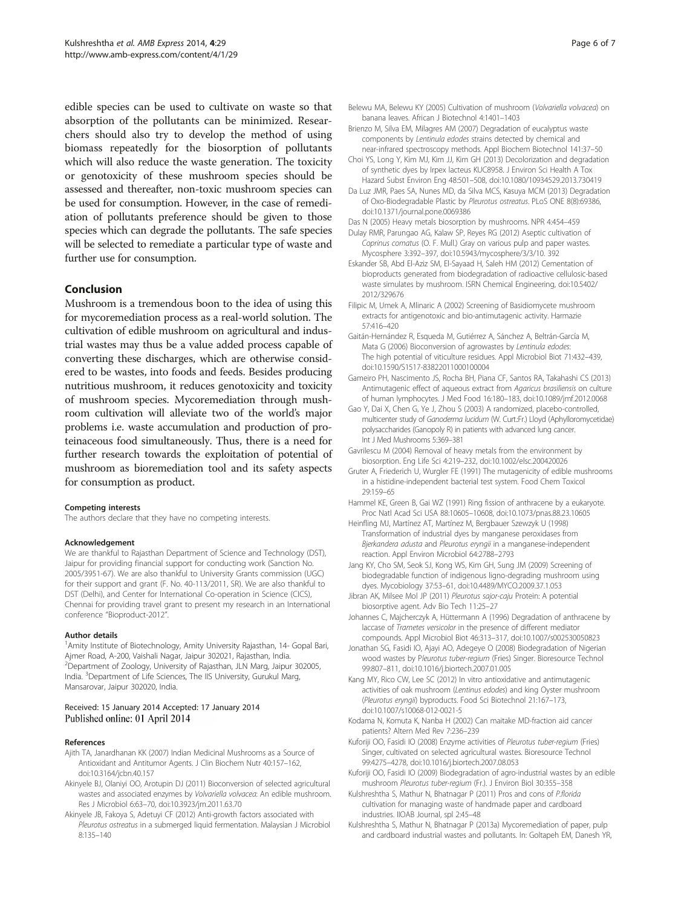edible species can be used to cultivate on waste so that absorption of the pollutants can be minimized. Researchers should also try to develop the method of using biomass repeatedly for the biosorption of pollutants which will also reduce the waste generation. The toxicity or genotoxicity of these mushroom species should be assessed and thereafter, non-toxic mushroom species can be used for consumption. However, in the case of remediation of pollutants preference should be given to those species which can degrade the pollutants. The safe species will be selected to remediate a particular type of waste and further use for consumption.

## Conclusion

Mushroom is a tremendous boon to the idea of using this for mycoremediation process as a real-world solution. The cultivation of edible mushroom on agricultural and industrial wastes may thus be a value added process capable of converting these discharges, which are otherwise considered to be wastes, into foods and feeds. Besides producing nutritious mushroom, it reduces genotoxicity and toxicity of mushroom species. Mycoremediation through mushroom cultivation will alleviate two of the world's major problems i.e. waste accumulation and production of proteinaceous food simultaneously. Thus, there is a need for further research towards the exploitation of potential of mushroom as bioremediation tool and its safety aspects for consumption as product.

#### Competing interests

The authors declare that they have no competing interests.

#### Acknowledgement

We are thankful to Rajasthan Department of Science and Technology (DST), Jaipur for providing financial support for conducting work (Sanction No. 2005/3951-67). We are also thankful to University Grants commission (UGC) for their support and grant (F. No. 40-113/2011, SR). We are also thankful to DST (Delhi), and Center for International Co-operation in Science (CICS), Chennai for providing travel grant to present my research in an International conference "Bioproduct-2012".

#### Author details

[1]Amity Institute of Biotechnology, Amity University Rajasthan, 14- Gopal Bari, Ajmer Road, A-200, Vaishali Nagar, Jaipur 302021, Rajasthan, India. [2]Department of Zoology, University of Rajasthan, JLN Marg, Jaipur 302005, India. [3]Department of Life Sciences, The IIS University, Gurukul Marg, Mansarovar, Jaipur 302020, India.

Received: 15 January 2014 Accepted: 17 January 2014
Published online: 01 April 2014

#### References

Ajith TA, Janardhanan KK (2007) Indian Medicinal Mushrooms as a Source of Antioxidant and Antitumor Agents. J Clin Biochem Nutr 40:157–162, doi:10.3164/jcbn.40.157

Akinyele BJ, Olaniyi OO, Arotupin DJ (2011) Bioconversion of selected agricultural wastes and associated enzymes by *Volvariella volvacea*: An edible mushroom. Res J Microbiol 6:63–70, doi:10.3923/jm.2011.63.70

Akinyele JB, Fakoya S, Adetuyi CF (2012) Anti-growth factors associated with *Pleurotus ostreatus* in a submerged liquid fermentation. Malaysian J Microbiol 8:135–140

Belewu MA, Belewu KY (2005) Cultivation of mushroom (*Volvariella volvacea*) on banana leaves. African J Biotechnol 4:1401–1403

Brienzo M, Silva EM, Milagres AM (2007) Degradation of eucalyptus waste components by *Lentinula edodes* strains detected by chemical and near-infrared spectroscopy methods. Appl Biochem Biotechnol 141:37–50

Choi YS, Long Y, Kim MJ, Kim JJ, Kim GH (2013) Decolorization and degradation of synthetic dyes by Irpex lacteus KUC8958. J Environ Sci Health A Tox Hazard Subst Environ Eng 48:501–508, doi:10.1080/10934529.2013.730419

Da Luz JMR, Paes SA, Nunes MD, da Silva MCS, Kasuya MCM (2013) Degradation of Oxo-Biodegradable Plastic by *Pleurotus ostreatus*. PLoS ONE 8(8):69386, doi:10.1371/journal.pone.0069386

Das N (2005) Heavy metals biosorption by mushrooms. NPR 4:454–459

Dulay RMR, Parungao AG, Kalaw SP, Reyes RG (2012) Aseptic cultivation of *Coprinus comatus* (O. F. Mull.) Gray on various pulp and paper wastes. Mycosphere 3:392–397, doi:10.5943/mycosphere/3/3/10. 392

Eskander SB, Abd El-Aziz SM, El-Sayaad H, Saleh HM (2012) Cementation of bioproducts generated from biodegradation of radioactive cellulosic-based waste simulates by mushroom. ISRN Chemical Engineering, doi:10.5402/2012/329676

Filipic M, Umek A, Mlinaric A (2002) Screening of Basidiomycete mushroom extracts for antigenotoxic and bio-antimutagenic activity. Harmazie 57:416–420

Gaitán-Hernández R, Esqueda M, Gutiérrez A, Sánchez A, Beltrán-García M, Mata G (2006) Bioconversion of agrowastes by *Lentinula edodes*: The high potential of viticulture residues. Appl Microbiol Biot 71:432–439, doi:10.1590/S1517-83822011000100004

Gameiro PH, Nascimento JS, Rocha BH, Piana CF, Santos RA, Takahashi CS (2013) Antimutagenic effect of aqueous extract from *Agaricus brasiliensis* on culture of human lymphocytes. J Med Food 16:180–183, doi:10.1089/jmf.2012.0068

Gao Y, Dai X, Chen G, Ye J, Zhou S (2003) A randomized, placebo-controlled, multicenter study of *Ganoderma lucidum* (W. Curt.:Fr.) Lloyd (Aphylloromycetidae) polysaccharides (Ganopoly R) in patients with advanced lung cancer. Int J Med Mushrooms 5:369–381

Gavrilescu M (2004) Removal of heavy metals from the environment by biosorption. Eng Life Sci 4:219–232, doi:10.1002/elsc.200420026

Gruter A, Friederich U, Wurgler FE (1991) The mutagenicity of edible mushrooms in a histidine-independent bacterial test system. Food Chem Toxicol 29:159–65

Hammel KE, Green B, Gai WZ (1991) Ring fission of anthracene by a eukaryote. Proc Natl Acad Sci USA 88:10605–10608, doi:10.1073/pnas.88.23.10605

Heinfling MJ, Martínez AT, Martínez M, Bergbauer Szewzyk U (1998) Transformation of industrial dyes by manganese peroxidases from *Bjerkandera adusta* and *Pleurotus eryngii* in a manganese-independent reaction. Appl Environ Microbiol 64:2788–2793

Jang KY, Cho SM, Seok SJ, Kong WS, Kim GH, Sung JM (2009) Screening of biodegradable function of indigenous ligno-degrading mushroom using dyes. Mycobiology 37:53–61, doi:10.4489/MYCO.2009.37.1.053

Jibran AK, Milsee Mol JP (2011) *Pleurotus sajor-caju* Protein: A potential biosorptive agent. Adv Bio Tech 11:25–27

Johannes C, Majcherczyk A, Hüttermann A (1996) Degradation of anthracene by laccase of *Trametes versicolor* in the presence of different mediator compounds. Appl Microbiol Biot 46:313–317, doi:10.1007/s002530050823

Jonathan SG, Fasidi IO, Ajayi AO, Adegeye O (2008) Biodegradation of Nigerian wood wastes by P*leurotus tuber-regium* (Fries) Singer. Bioresource Technol 99:807–811, doi:10.1016/j.biortech.2007.01.005

Kang MY, Rico CW, Lee SC (2012) In vitro antioxidative and antimutagenic activities of oak mushroom (*Lentinus edodes*) and king Oyster mushroom (*Pleurotus eryngii*) byproducts. Food Sci Biotechnol 21:167–173, doi:10.1007/s10068-012-0021-5

Kodama N, Komuta K, Nanba H (2002) Can maitake MD-fraction aid cancer patients? Altern Med Rev 7:236–239

Kuforiji OO, Fasidi IO (2008) Enzyme activities of *Pleurotus tuber-regium* (Fries) Singer, cultivated on selected agricultural wastes. Bioresource Technol 99:4275–4278, doi:10.1016/j.biortech.2007.08.053

Kuforiji OO, Fasidi IO (2009) Biodegradation of agro-industrial wastes by an edible mushroom *Pleurotus tuber-regium* (Fr.). J Environ Biol 30:355–358

Kulshreshtha S, Mathur N, Bhatnagar P (2011) Pros and cons of *P.florida* cultivation for managing waste of handmade paper and cardboard industries. IIOAB Journal, spl 2:45–48

Kulshreshtha S, Mathur N, Bhatnagar P (2013a) Mycoremediation of paper, pulp and cardboard industrial wastes and pollutants. In: Goltapeh EM, Danesh YR,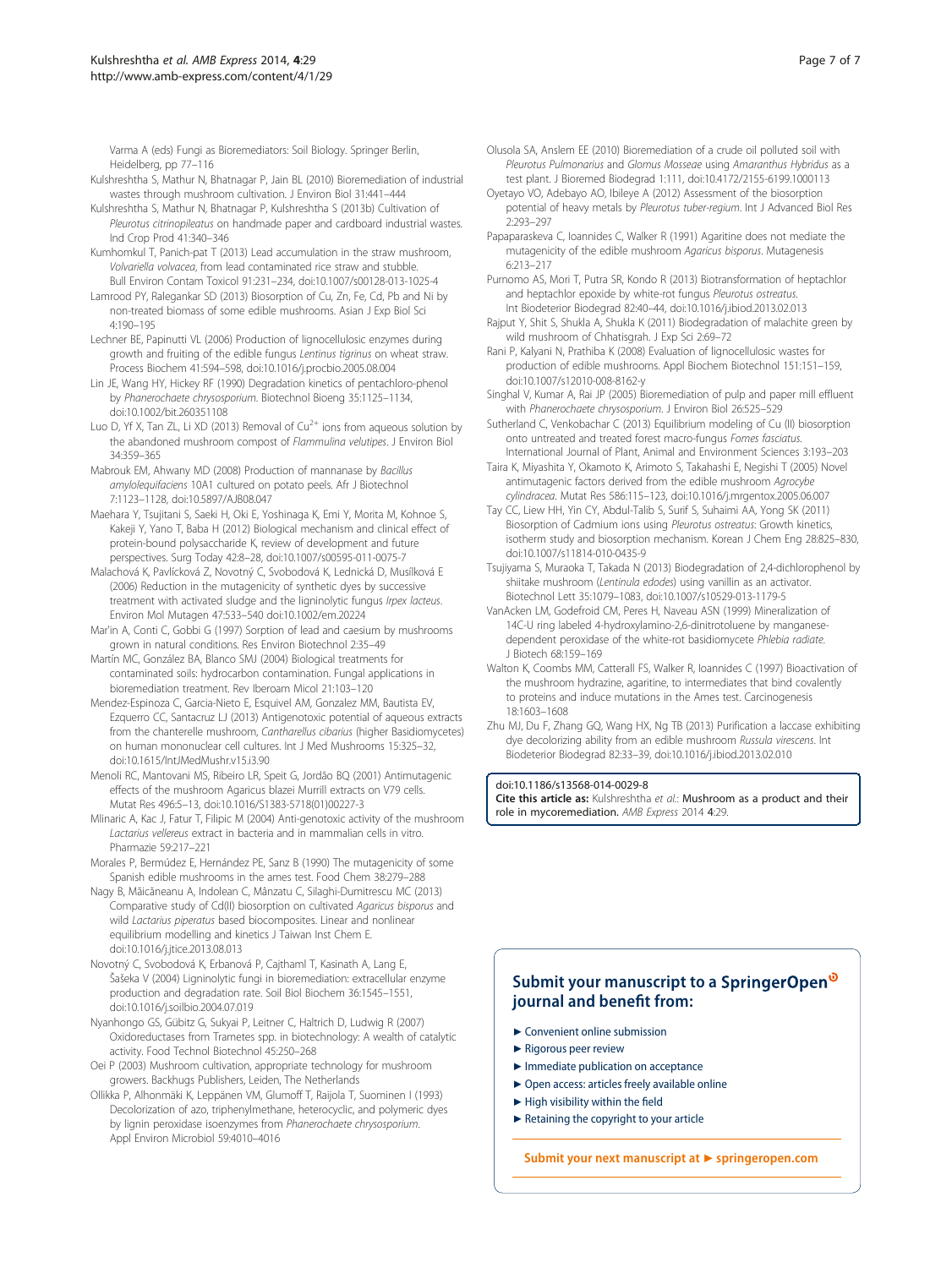Varma A (eds) Fungi as Bioremediators: Soil Biology. Springer Berlin, Heidelberg, pp 77–116

Kulshreshtha S, Mathur N, Bhatnagar P, Jain BL (2010) Bioremediation of industrial wastes through mushroom cultivation. J Environ Biol 31:441–444

Kulshreshtha S, Mathur N, Bhatnagar P, Kulshreshtha S (2013b) Cultivation of *Pleurotus citrinopileatus* on handmade paper and cardboard industrial wastes. Ind Crop Prod 41:340–346

Kumhomkul T, Panich-pat T (2013) Lead accumulation in the straw mushroom, *Volvariella volvacea*, from lead contaminated rice straw and stubble. Bull Environ Contam Toxicol 91:231–234, doi:10.1007/s00128-013-1025-4

Lamrood PY, Ralegankar SD (2013) Biosorption of Cu, Zn, Fe, Cd, Pb and Ni by non-treated biomass of some edible mushrooms. Asian J Exp Biol Sci 4:190–195

Lechner BE, Papinutti VL (2006) Production of lignocellulosic enzymes during growth and fruiting of the edible fungus *Lentinus tigrinus* on wheat straw. Process Biochem 41:594–598, doi:10.1016/j.procbio.2005.08.004

Lin JE, Wang HY, Hickey RF (1990) Degradation kinetics of pentachloro-phenol by *Phanerochaete chrysosporium*. Biotechnol Bioeng 35:1125–1134, doi:10.1002/bit.260351108

Luo D, Yf X, Tan ZL, Li XD (2013) Removal of $Cu^{2+}$ ions from aqueous solution by the abandoned mushroom compost of *Flammulina velutipes*. J Environ Biol 34:359–365

Mabrouk EM, Ahwany MD (2008) Production of mannanase by *Bacillus amylolequifaciens* 10A1 cultured on potato peels. Afr J Biotechnol 7:1123–1128, doi:10.5897/AJB08.047

Maehara Y, Tsujitani S, Saeki H, Oki E, Yoshinaga K, Emi Y, Morita M, Kohnoe S, Kakeji Y, Yano T, Baba H (2012) Biological mechanism and clinical effect of protein-bound polysaccharide K, review of development and future perspectives. Surg Today 42:8–28, doi:10.1007/s00595-011-0075-7

Malachová K, Pavlícková Z, Novotný C, Svobodová K, Lednická D, Musílková E (2006) Reduction in the mutagenicity of synthetic dyes by successive treatment with activated sludge and the ligninolytic fungus *Irpex lacteus*. Environ Mol Mutagen 47:533–540 doi:10.1002/em.20224

Mar'in A, Conti C, Gobbi G (1997) Sorption of lead and caesium by mushrooms grown in natural conditions. Res Environ Biotechnol 2:35–49

Martín MC, González BA, Blanco SMJ (2004) Biological treatments for contaminated soils: hydrocarbon contamination. Fungal applications in bioremediation treatment. Rev Iberoam Micol 21:103–120

Mendez-Espinoza C, Garcia-Nieto E, Esquivel AM, Gonzalez MM, Bautista EV, Ezquerro CC, Santacruz LJ (2013) Antigenotoxic potential of aqueous extracts from the chanterelle mushroom, *Cantharellus cibarius* (higher Basidiomycetes) on human mononuclear cell cultures. Int J Med Mushrooms 15:325–32, doi:10.1615/IntJMedMushr.v15.i3.90

Menoli RC, Mantovani MS, Ribeiro LR, Speit G, Jordão BQ (2001) Antimutagenic effects of the mushroom Agaricus blazei Murrill extracts on V79 cells. Mutat Res 496:5–13, doi:10.1016/S1383-5718(01)00227-3

Mlinaric A, Kac J, Fatur T, Filipic M (2004) Anti-genotoxic activity of the mushroom *Lactarius vellereus* extract in bacteria and in mammalian cells in vitro. Pharmazie 59:217–221

Morales P, Bermúdez E, Hernández PE, Sanz B (1990) The mutagenicity of some Spanish edible mushrooms in the ames test. Food Chem 38:279–288

Nagy B, Măicăneanu A, Indolean C, Mânzatu C, Silaghi-Dumitrescu MC (2013) Comparative study of Cd(II) biosorption on cultivated *Agaricus bisporus* and wild *Lactarius piperatus* based biocomposites. Linear and nonlinear equilibrium modelling and kinetics J Taiwan Inst Chem E. doi:10.1016/j.jtice.2013.08.013

Novotný C, Svobodová K, Erbanová P, Cajthaml T, Kasinath A, Lang E, Šašek V (2004) Ligninolytic fungi in bioremediation: extracellular enzyme production and degradation rate. Soil Biol Biochem 36:1545–1551, doi:10.1016/j.soilbio.2004.07.019

Nyanhongo GS, Gübitz G, Sukyai P, Leitner C, Haltrich D, Ludwig R (2007) Oxidoreductases from Trametes spp. in biotechnology: A wealth of catalytic activity. Food Technol Biotechnol 45:250–268

Oei P (2003) Mushroom cultivation, appropriate technology for mushroom growers. Backhugs Publishers, Leiden, The Netherlands

Ollikka P, Alhonmäki K, Leppänen VM, Glumoff T, Raijola T, Suominen I (1993) Decolorization of azo, triphenylmethane, heterocyclic, and polymeric dyes by lignin peroxidase isoenzymes from *Phanerochaete chrysosporium*. Appl Environ Microbiol 59:4010–4016

Olusola SA, Anslem EE (2010) Bioremediation of a crude oil polluted soil with *Pleurotus Pulmonarius* and *Glomus Mosseae* using *Amaranthus Hybridus* as a test plant. J Bioremed Biodegrad 1:111, doi:10.4172/2155-6199.1000113

Oyetayo VO, Adebayo AO, Ibileye A (2012) Assessment of the biosorption potential of heavy metals by *Pleurotus tuber-regium*. Int J Advanced Biol Res 2:293–297

Papaparaskeva C, Ioannides C, Walker R (1991) Agaritine does not mediate the mutagenicity of the edible mushroom *Agaricus bisporus*. Mutagenesis 6:213–217

Purnomo AS, Mori T, Putra SR, Kondo R (2013) Biotransformation of heptachlor and heptachlor epoxide by white-rot fungus *Pleurotus ostreatus*. Int Biodeterior Biodegrad 82:40–44, doi:10.1016/j.ibiod.2013.02.013

Rajput Y, Shit S, Shukla A, Shukla K (2011) Biodegradation of malachite green by wild mushroom of Chhatisgrah. J Exp Sci 2:69–72

Rani P, Kalyani N, Prathiba K (2008) Evaluation of lignocellulosic wastes for production of edible mushrooms. Appl Biochem Biotechnol 151:151–159, doi:10.1007/s12010-008-8162-y

Singhal V, Kumar A, Rai JP (2005) Bioremediation of pulp and paper mill effluent with *Phanerochaete chrysosporium*. J Environ Biol 26:525–529

Sutherland C, Venkobachar C (2013) Equilibrium modeling of Cu (II) biosorption onto untreated and treated forest macro-fungus *Fomes fasciatus*. International Journal of Plant, Animal and Environment Sciences 3:193–203

Taira K, Miyashita Y, Okamoto K, Arimoto S, Takahashi E, Negishi T (2005) Novel antimutagenic factors derived from the edible mushroom *Agrocybe cylindracea*. Mutat Res 586:115–123, doi:10.1016/j.mrgentox.2005.06.007

Tay CC, Liew HH, Yin CY, Abdul-Talib S, Surif S, Suhaimi AA, Yong SK (2011) Biosorption of Cadmium ions using *Pleurotus ostreatus*: Growth kinetics, isotherm study and biosorption mechanism. Korean J Chem Eng 28:825–830, doi:10.1007/s11814-010-0435-9

Tsujiyama S, Muraoka T, Takada N (2013) Biodegradation of 2,4-dichlorophenol by shiitake mushroom (*Lentinula edodes*) using vanillin as an activator. Biotechnol Lett 35:1079–1083, doi:10.1007/s10529-013-1179-5

VanAcken LM, Godefroid CM, Peres H, Naveau ASN (1999) Mineralization of 14C-U ring labeled 4-hydroxylamino-2,6-dinitrotoluene by manganese-dependent peroxidase of the white-rot basidiomycete *Phlebia radiate*. J Biotech 68:159–169

Walton K, Coombs MM, Catterall FS, Walker R, Ioannides C (1997) Bioactivation of the mushroom hydrazine, agaritine, to intermediates that bind covalently to proteins and induce mutations in the Ames test. Carcinogenesis 18:1603–1608

Zhu MJ, Du F, Zhang GQ, Wang HX, Ng TB (2013) Purification a laccase exhibiting dye decolorizing ability from an edible mushroom *Russula virescens*. Int Biodeterior Biodegrad 82:33–39, doi:10.1016/j.ibiod.2013.02.010

doi:10.1186/s13568-014-0029-8
**Cite this article as:** Kulshreshtha *et al.*: Mushroom as a product and their role in mycoremediation. *AMB Express* 2014 **4**:29.

**Submit your manuscript to a SpringerOpen journal and benefit from:**

- ► Convenient online submission
- ► Rigorous peer review
- ► Immediate publication on acceptance
- ► Open access: articles freely available online
- ► High visibility within the field
- ► Retaining the copyright to your article

**Submit your next manuscript at ► springeropen.com**